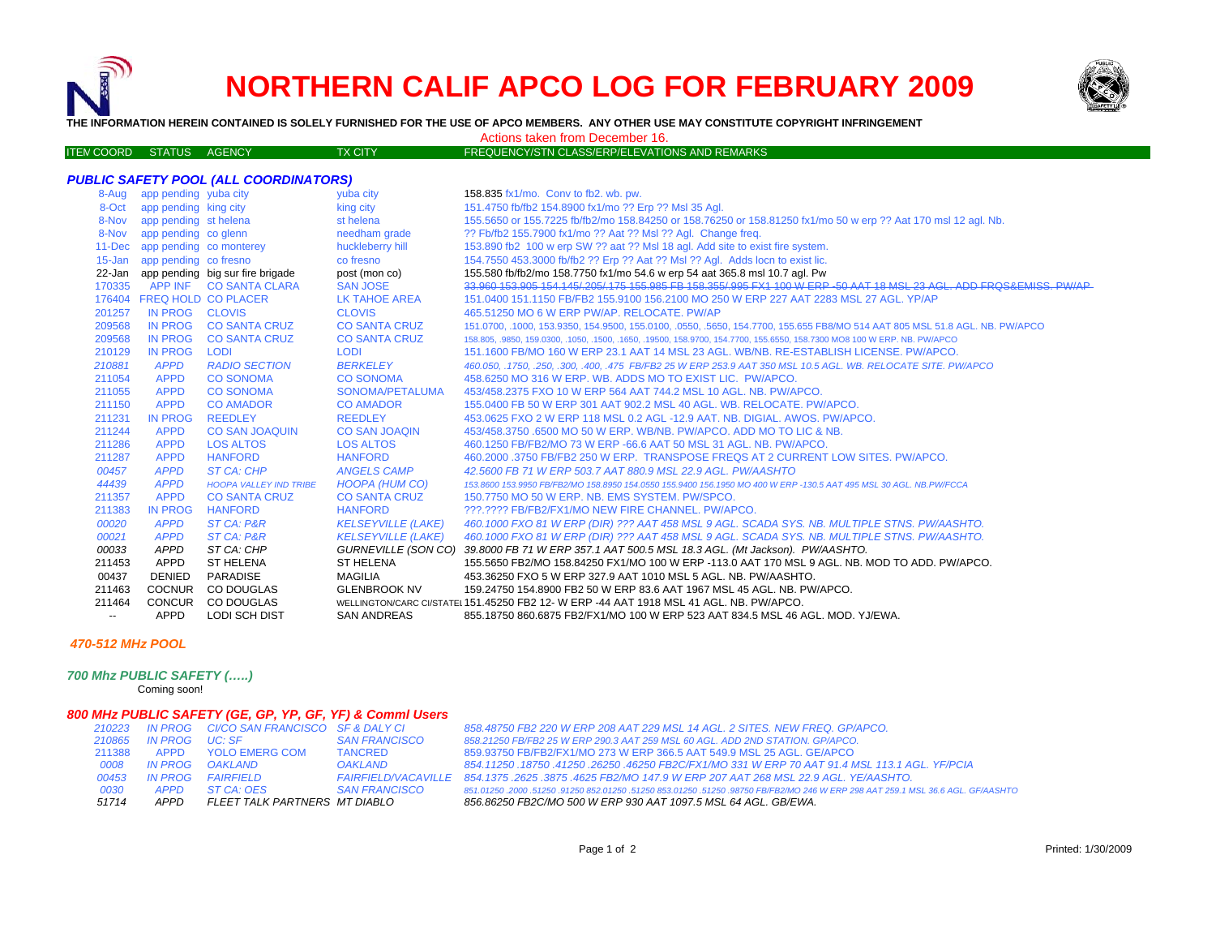# NORTHERN CALIF APCO LOG FOR FEBRUARY 2009

**THE INFORMATION HEREIN CONTAINED IS SOLELY FURNISHED FOR THE USE OF APCO MEMBERS. ANY OTHER USE MAY CONSTITUTE COPYRIGHT INFRINGEMENT**

Actions taken from December 16.

| ITEM COORD | STATUS | AGENCY | TX CITY | FREQUENCY/STN CLASS/ERP/ELEVATIONS AND REMARKS |
|---|---|---|---|---|

### *PUBLIC SAFETY POOL (ALL COORDINATORS)*

| ITEM COORD | STATUS | AGENCY | TX CITY | FREQUENCY/STN CLASS/ERP/ELEVATIONS AND REMARKS |
|---|---|---|---|---|
| 8-Aug | app pending | yuba city | yuba city | 158.835 fx1/mo. Conv to fb2. wb. pw. |
| 8-Oct | app pending | king city | king city | 151.4750 fb/fb2 154.8900 fx1/mo ?? Erp ?? Msl 35 Agl. |
| 8-Nov | app pending | st helena | st helena | 155.5650 or 155.7225 fb/fb2/mo 158.84250 or 158.76250 or 158.81250 fx1/mo 50 w erp ?? Aat 170 msl 12 agl. Nb. |
| 8-Nov | app pending | co glenn | needham grade | ?? Fb/fb2 155.7900 fx1/mo ?? Aat ?? Msl ?? Agl. Change freq. |
| 11-Dec | app pending | co monterey | huckleberry hill | 153.890 fb2 100 w erp SW ?? aat ?? Msl 18 agl. Add site to exist fire system. |
| 15-Jan | app pending | co fresno | co fresno | 154.7550 453.3000 fb/fb2 ?? Erp ?? Aat ?? Msl ?? Agl. Adds locn to exist lic. |
| 22-Jan | app pending | big sur fire brigade | post (mon co) | 155.580 fb/fb2/mo 158.7750 fx1/mo 54.6 w erp 54 aat 365.8 msl 10.7 agl. Pw |
| 170335 | APP INF | CO SANTA CLARA | SAN JOSE | ~~33.960 153.905 154.145/.205/.175 155.985 FB 158.355/.995 FX1 100 W ERP -50 AAT 18 MSL 23 AGL. ADD FRQS&EMISS. PW/AP~~ |
| 176404 | FREQ HOLD | CO PLACER | LK TAHOE AREA | 151.0400 151.1150 FB/FB2 155.9100 156.2100 MO 250 W ERP 227 AAT 2283 MSL 27 AGL. YP/AP |
| 201257 | IN PROG | CLOVIS | CLOVIS | 465.51250 MO 6 W ERP PW/AP. RELOCATE. PW/AP |
| 209568 | IN PROG | CO SANTA CRUZ | CO SANTA CRUZ | 151.0700, .1000, 153.9350, 154.9500, 155.0100, .0550, .5650, 154.7700, 155.655 FB8/MO 514 AAT 805 MSL 51.8 AGL. NB. PW/APCO |
| 209568 | IN PROG | CO SANTA CRUZ | CO SANTA CRUZ | 158.805, .9850, 159.0300, .1050, .1500, .1650, .19500, 158.9700, 154.7700, 155.6550, 158.7300 MO8 100 W ERP. NB. PW/APCO |
| 210129 | IN PROG | LODI | LODI | 151.1600 FB/MO 160 W ERP 23.1 AAT 14 MSL 23 AGL. WB/NB. RE-ESTABLISH LICENSE. PW/APCO. |
| *210881* | *APPD* | *RADIO SECTION* | *BERKELEY* | *460.050, .1750, .250, .300, .400, .475 FB/FB2 25 W ERP 253.9 AAT 350 MSL 10.5 AGL. WB. RELOCATE SITE. PW/APCO* |
| 211054 | APPD | CO SONOMA | CO SONOMA | 458.6250 MO 316 W ERP. WB. ADDS MO TO EXIST LIC. PW/APCO. |
| 211055 | APPD | CO SONOMA | SONOMA/PETALUMA | 453/458.2375 FXO 10 W ERP 564 AAT 744.2 MSL 10 AGL. NB. PW/APCO. |
| 211150 | APPD | CO AMADOR | CO AMADOR | 155.0400 FB 50 W ERP 301 AAT 902.2 MSL 40 AGL. WB. RELOCATE. PW/APCO. |
| 211231 | IN PROG | REEDLEY | REEDLEY | 453.0625 FXO 2 W ERP 118 MSL 0.2 AGL -12.9 AAT. NB. DIGIAL. AWOS. PW/APCO. |
| 211244 | APPD | CO SAN JOAQUIN | CO SAN JOAQIN | 453/458.3750 .6500 MO 50 W ERP. WB/NB. PW/APCO. ADD MO TO LIC & NB. |
| 211286 | APPD | LOS ALTOS | LOS ALTOS | 460.1250 FB/FB2/MO 73 W ERP -66.6 AAT 50 MSL 31 AGL. NB. PW/APCO. |
| 211287 | APPD | HANFORD | HANFORD | 460.2000 .3750 FB/FB2 250 W ERP. TRANSPOSE FREQS AT 2 CURRENT LOW SITES. PW/APCO. |
| *00457* | *APPD* | *ST CA: CHP* | *ANGELS CAMP* | *42.5600 FB 71 W ERP 503.7 AAT 880.9 MSL 22.9 AGL. PW/AASHTO* |
| *44439* | *APPD* | *HOOPA VALLEY IND TRIBE* | *HOOPA (HUM CO)* | *153.8600 153.9950 FB/FB2/MO 158.8950 154.0550 155.9400 156.1950 MO 400 W ERP -130.5 AAT 495 MSL 30 AGL. NB.PW/FCCA* |
| 211357 | APPD | CO SANTA CRUZ | CO SANTA CRUZ | 150.7750 MO 50 W ERP. NB. EMS SYSTEM. PW/SPCO. |
| 211383 | IN PROG | HANFORD | HANFORD | ???.???? FB/FB2/FX1/MO NEW FIRE CHANNEL. PW/APCO. |
| *00020* | *APPD* | *ST CA: P&R* | *KELSEYVILLE (LAKE)* | *460.1000 FXO 81 W ERP (DIR) ??? AAT 458 MSL 9 AGL. SCADA SYS. NB. MULTIPLE STNS. PW/AASHTO.* |
| *00021* | *APPD* | *ST CA: P&R* | *KELSEYVILLE (LAKE)* | *460.1000 FXO 81 W ERP (DIR) ??? AAT 458 MSL 9 AGL. SCADA SYS. NB. MULTIPLE STNS. PW/AASHTO.* |
| *00033* | *APPD* | *ST CA: CHP* | *GURNEVILLE (SON CO)* | *39.8000 FB 71 W ERP 357.1 AAT 500.5 MSL 18.3 AGL. (Mt Jackson). PW/AASHTO.* |
| 211453 | APPD | ST HELENA | ST HELENA | 155.5650 FB2/MO 158.84250 FX1/MO 100 W ERP -113.0 AAT 170 MSL 9 AGL. NB. MOD TO ADD. PW/APCO. |
| 00437 | DENIED | PARADISE | MAGILIA | 453.36250 FXO 5 W ERP 327.9 AAT 1010 MSL 5 AGL. NB. PW/AASHTO. |
| 211463 | COCNUR | CO DOUGLAS | GLENBROOK NV | 159.24750 154.8900 FB2 50 W ERP 83.6 AAT 1967 MSL 45 AGL. NB. PW/APCO. |
| 211464 | CONCUR | CO DOUGLAS | WELLINGTON/CARC CI/STATEL | 151.45250 FB2 12- W ERP -44 AAT 1918 MSL 41 AGL. NB. PW/APCO. |
| -- | APPD | LODI SCH DIST | SAN ANDREAS | 855.18750 860.6875 FB2/FX1/MO 100 W ERP 523 AAT 834.5 MSL 46 AGL. MOD. YJ/EWA. |

### *470-512 MHz POOL*

### *700 Mhz PUBLIC SAFETY (…..)*

Coming soon!

### *800 MHz PUBLIC SAFETY (GE, GP, YP, GF, YF) & Comml Users*

| ITEM COORD | STATUS | AGENCY | TX CITY | FREQUENCY/STN CLASS/ERP/ELEVATIONS AND REMARKS |
|---|---|---|---|---|
| *210223* | *IN PROG* | *CI/CO SAN FRANCISCO* | *SF & DALY CI* | *858.48750 FB2 220 W ERP 208 AAT 229 MSL 14 AGL. 2 SITES. NEW FREQ. GP/APCO.* |
| *210865* | *IN PROG* | *UC: SF* | *SAN FRANCISCO* | *858.21250 FB/FB2 25 W ERP 290.3 AAT 259 MSL 60 AGL. ADD 2ND STATION. GP/APCO.* |
| 211388 | APPD | YOLO EMERG COM | TANCRED | 859.93750 FB/FB2/FX1/MO 273 W ERP 366.5 AAT 549.9 MSL 25 AGL. GE/APCO |
| *0008* | *IN PROG* | *OAKLAND* | *OAKLAND* | *854.11250 .18750 .41250 .26250 .46250 FB2C/FX1/MO 331 W ERP 70 AAT 91.4 MSL 113.1 AGL. YF/PCIA* |
| *00453* | *IN PROG* | *FAIRFIELD* | *FAIRFIELD/VACAVILLE* | *854.1375 .2625 .3875 .4625 FB2/MO 147.9 W ERP 207 AAT 268 MSL 22.9 AGL. YE/AASHTO.* |
| *0030* | *APPD* | *ST CA: OES* | *SAN FRANCISCO* | *851.01250 .2000 .51250 .91250 852.01250 .51250 853.01250 .51250 .98750 FB/FB2/MO 246 W ERP 298 AAT 259.1 MSL 36.6 AGL. GF/AASHTO* |
| *51714* | *APPD* | *FLEET TALK PARTNERS* | *MT DIABLO* | *856.86250 FB2C/MO 500 W ERP 930 AAT 1097.5 MSL 64 AGL. GB/EWA.* |

Printed: 1/30/2009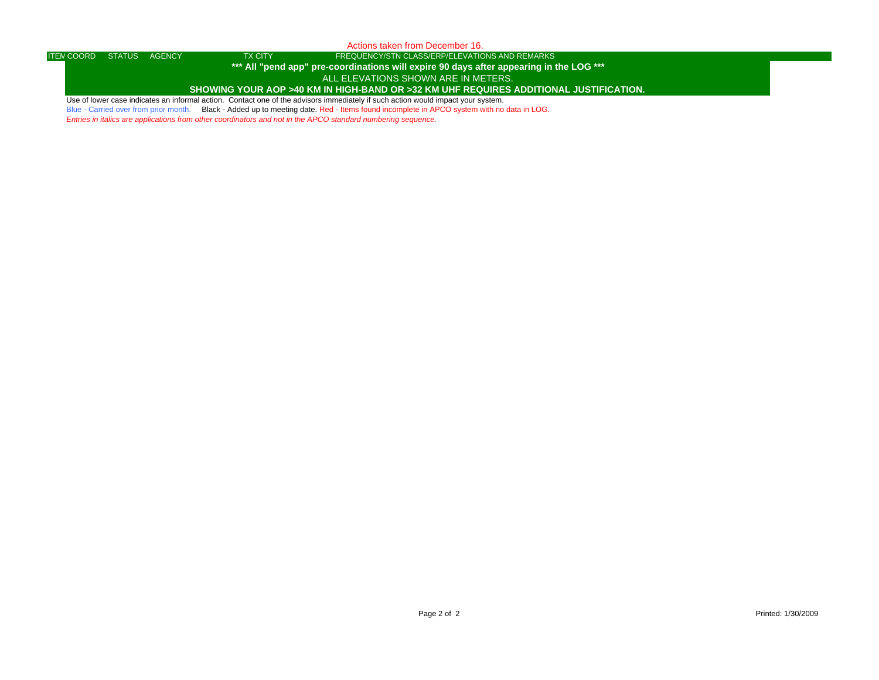Actions taken from December 16.

| ITEM | COORD | STATUS | AGENCY | TX CITY | FREQUENCY/STN CLASS/ERP/ELEVATIONS AND REMARKS |
| --- | --- | --- | --- | --- | --- |

**\*\*\* All "pend app" pre-coordinations will expire 90 days after appearing in the LOG \*\*\***

ALL ELEVATIONS SHOWN ARE IN METERS.

**SHOWING YOUR AOP >40 KM IN HIGH-BAND OR >32 KM UHF REQUIRES ADDITIONAL JUSTIFICATION.**

Use of lower case indicates an informal action. Contact one of the advisors immediately if such action would impact your system.

Blue - Carried over from prior month. Black - Added up to meeting date. Red - Items found incomplete in APCO system with no data in LOG.

*Entries in italics are applications from other coordinators and not in the APCO standard numbering sequence.*

Printed: 1/30/2009